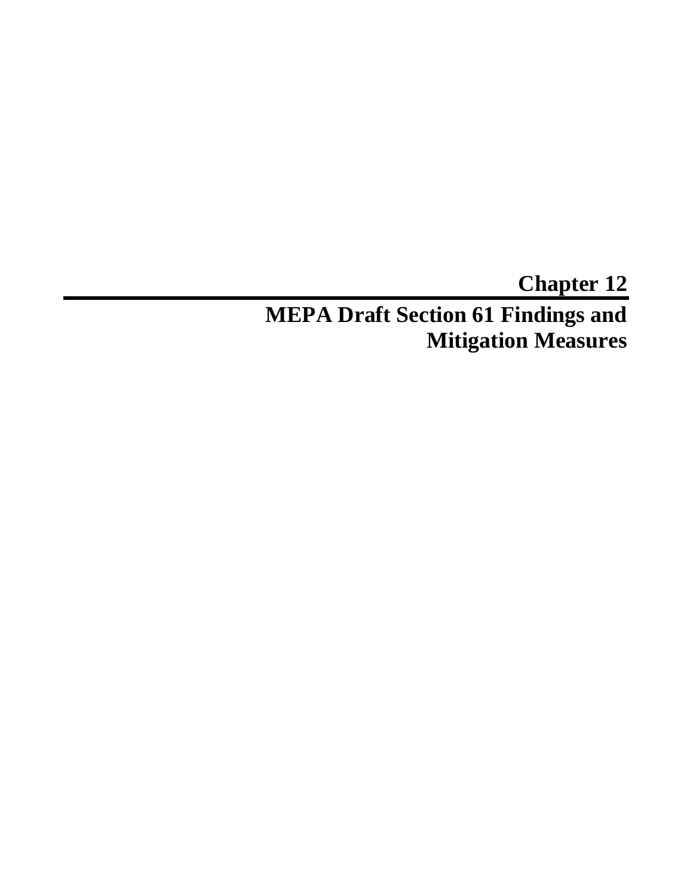# Chapter 12

# MEPA Draft Section 61 Findings and Mitigation Measures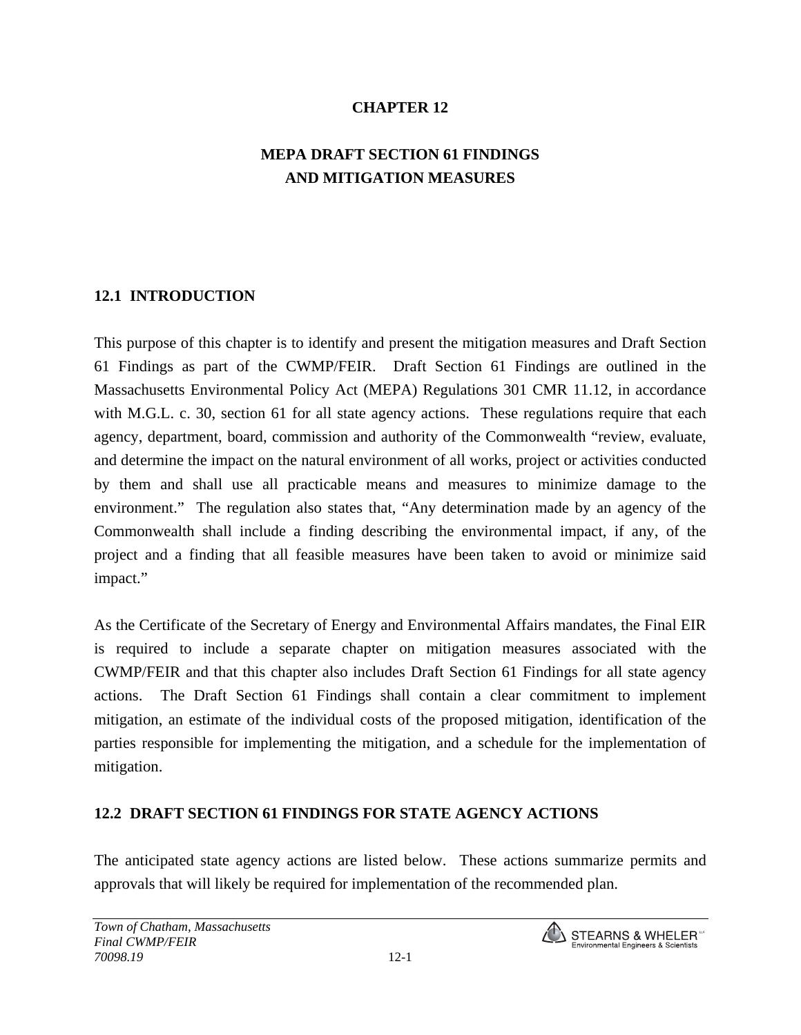# CHAPTER 12

# MEPA DRAFT SECTION 61 FINDINGS AND MITIGATION MEASURES

## 12.1 INTRODUCTION

This purpose of this chapter is to identify and present the mitigation measures and Draft Section 61 Findings as part of the CWMP/FEIR. Draft Section 61 Findings are outlined in the Massachusetts Environmental Policy Act (MEPA) Regulations 301 CMR 11.12, in accordance with M.G.L. c. 30, section 61 for all state agency actions. These regulations require that each agency, department, board, commission and authority of the Commonwealth "review, evaluate, and determine the impact on the natural environment of all works, project or activities conducted by them and shall use all practicable means and measures to minimize damage to the environment." The regulation also states that, "Any determination made by an agency of the Commonwealth shall include a finding describing the environmental impact, if any, of the project and a finding that all feasible measures have been taken to avoid or minimize said impact."

As the Certificate of the Secretary of Energy and Environmental Affairs mandates, the Final EIR is required to include a separate chapter on mitigation measures associated with the CWMP/FEIR and that this chapter also includes Draft Section 61 Findings for all state agency actions. The Draft Section 61 Findings shall contain a clear commitment to implement mitigation, an estimate of the individual costs of the proposed mitigation, identification of the parties responsible for implementing the mitigation, and a schedule for the implementation of mitigation.

## 12.2 DRAFT SECTION 61 FINDINGS FOR STATE AGENCY ACTIONS

The anticipated state agency actions are listed below. These actions summarize permits and approvals that will likely be required for implementation of the recommended plan.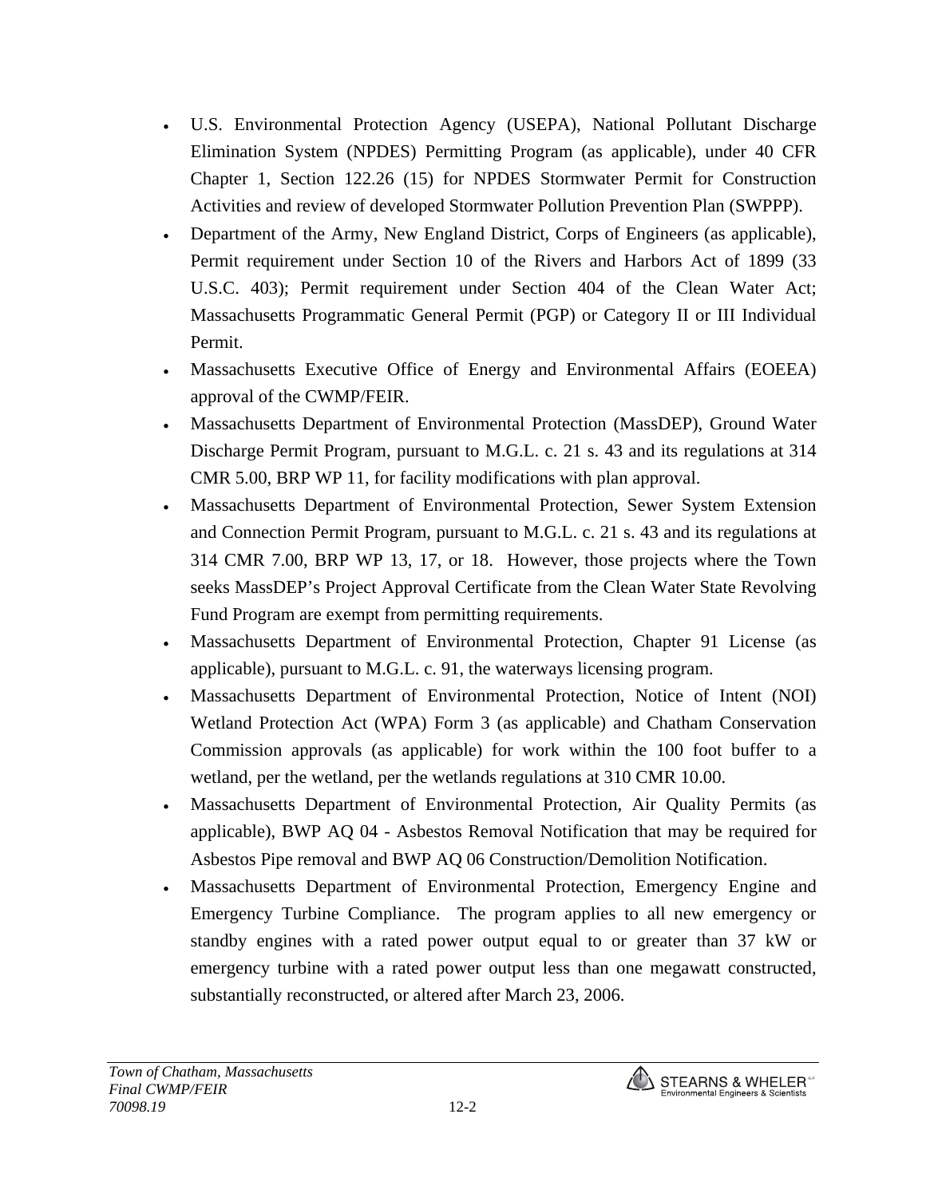- U.S. Environmental Protection Agency (USEPA), National Pollutant Discharge Elimination System (NPDES) Permitting Program (as applicable), under 40 CFR Chapter 1, Section 122.26 (15) for NPDES Stormwater Permit for Construction Activities and review of developed Stormwater Pollution Prevention Plan (SWPPP).
- Department of the Army, New England District, Corps of Engineers (as applicable), Permit requirement under Section 10 of the Rivers and Harbors Act of 1899 (33 U.S.C. 403); Permit requirement under Section 404 of the Clean Water Act; Massachusetts Programmatic General Permit (PGP) or Category II or III Individual Permit.
- Massachusetts Executive Office of Energy and Environmental Affairs (EOEEA) approval of the CWMP/FEIR.
- Massachusetts Department of Environmental Protection (MassDEP), Ground Water Discharge Permit Program, pursuant to M.G.L. c. 21 s. 43 and its regulations at 314 CMR 5.00, BRP WP 11, for facility modifications with plan approval.
- Massachusetts Department of Environmental Protection, Sewer System Extension and Connection Permit Program, pursuant to M.G.L. c. 21 s. 43 and its regulations at 314 CMR 7.00, BRP WP 13, 17, or 18. However, those projects where the Town seeks MassDEP's Project Approval Certificate from the Clean Water State Revolving Fund Program are exempt from permitting requirements.
- Massachusetts Department of Environmental Protection, Chapter 91 License (as applicable), pursuant to M.G.L. c. 91, the waterways licensing program.
- Massachusetts Department of Environmental Protection, Notice of Intent (NOI) Wetland Protection Act (WPA) Form 3 (as applicable) and Chatham Conservation Commission approvals (as applicable) for work within the 100 foot buffer to a wetland, per the wetland, per the wetlands regulations at 310 CMR 10.00.
- Massachusetts Department of Environmental Protection, Air Quality Permits (as applicable), BWP AQ 04 - Asbestos Removal Notification that may be required for Asbestos Pipe removal and BWP AQ 06 Construction/Demolition Notification.
- Massachusetts Department of Environmental Protection, Emergency Engine and Emergency Turbine Compliance. The program applies to all new emergency or standby engines with a rated power output equal to or greater than 37 kW or emergency turbine with a rated power output less than one megawatt constructed, substantially reconstructed, or altered after March 23, 2006.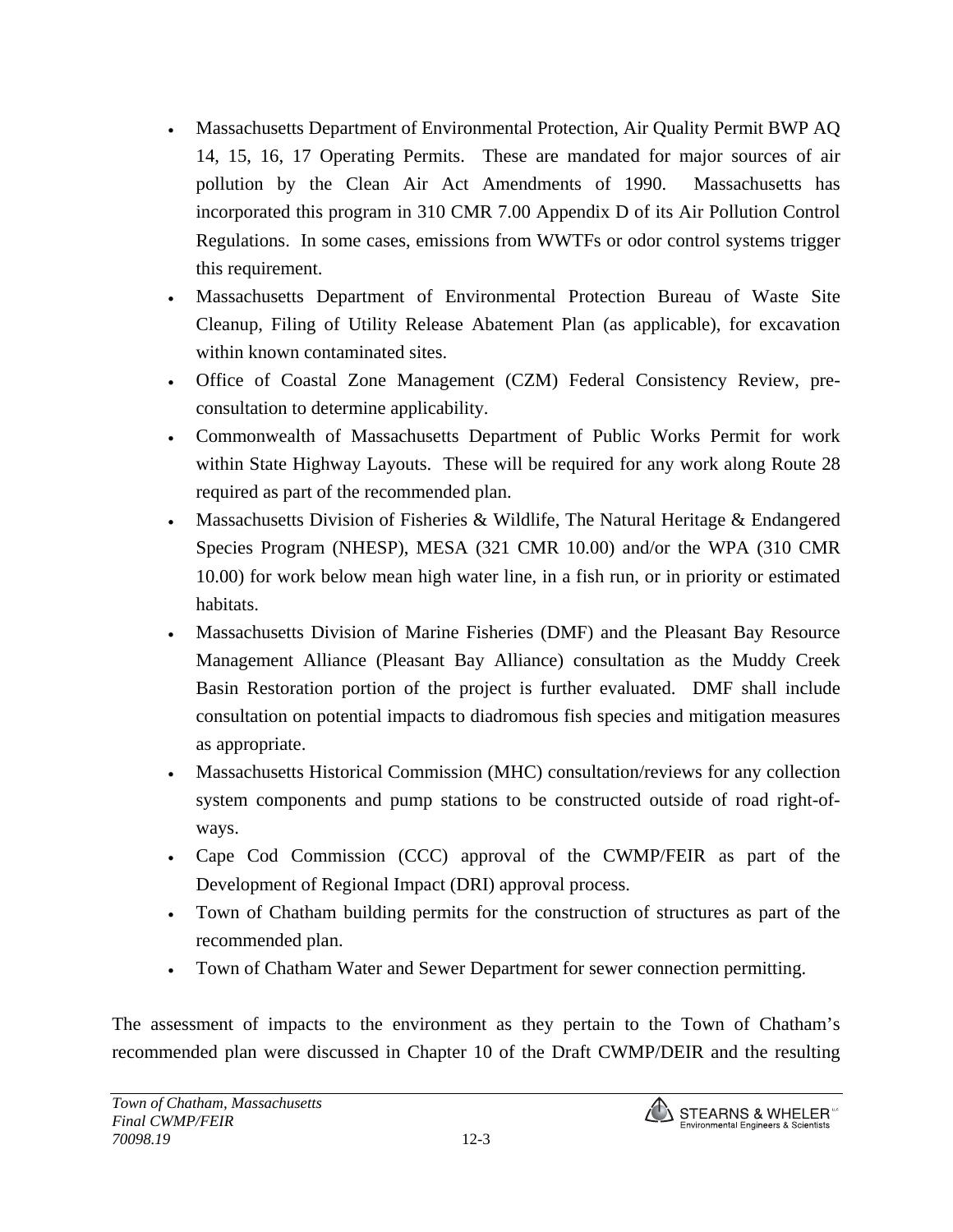- Massachusetts Department of Environmental Protection, Air Quality Permit BWP AQ 14, 15, 16, 17 Operating Permits. These are mandated for major sources of air pollution by the Clean Air Act Amendments of 1990. Massachusetts has incorporated this program in 310 CMR 7.00 Appendix D of its Air Pollution Control Regulations. In some cases, emissions from WWTFs or odor control systems trigger this requirement.
- Massachusetts Department of Environmental Protection Bureau of Waste Site Cleanup, Filing of Utility Release Abatement Plan (as applicable), for excavation within known contaminated sites.
- Office of Coastal Zone Management (CZM) Federal Consistency Review, pre-consultation to determine applicability.
- Commonwealth of Massachusetts Department of Public Works Permit for work within State Highway Layouts. These will be required for any work along Route 28 required as part of the recommended plan.
- Massachusetts Division of Fisheries & Wildlife, The Natural Heritage & Endangered Species Program (NHESP), MESA (321 CMR 10.00) and/or the WPA (310 CMR 10.00) for work below mean high water line, in a fish run, or in priority or estimated habitats.
- Massachusetts Division of Marine Fisheries (DMF) and the Pleasant Bay Resource Management Alliance (Pleasant Bay Alliance) consultation as the Muddy Creek Basin Restoration portion of the project is further evaluated. DMF shall include consultation on potential impacts to diadromous fish species and mitigation measures as appropriate.
- Massachusetts Historical Commission (MHC) consultation/reviews for any collection system components and pump stations to be constructed outside of road right-of-ways.
- Cape Cod Commission (CCC) approval of the CWMP/FEIR as part of the Development of Regional Impact (DRI) approval process.
- Town of Chatham building permits for the construction of structures as part of the recommended plan.
- Town of Chatham Water and Sewer Department for sewer connection permitting.

The assessment of impacts to the environment as they pertain to the Town of Chatham's recommended plan were discussed in Chapter 10 of the Draft CWMP/DEIR and the resulting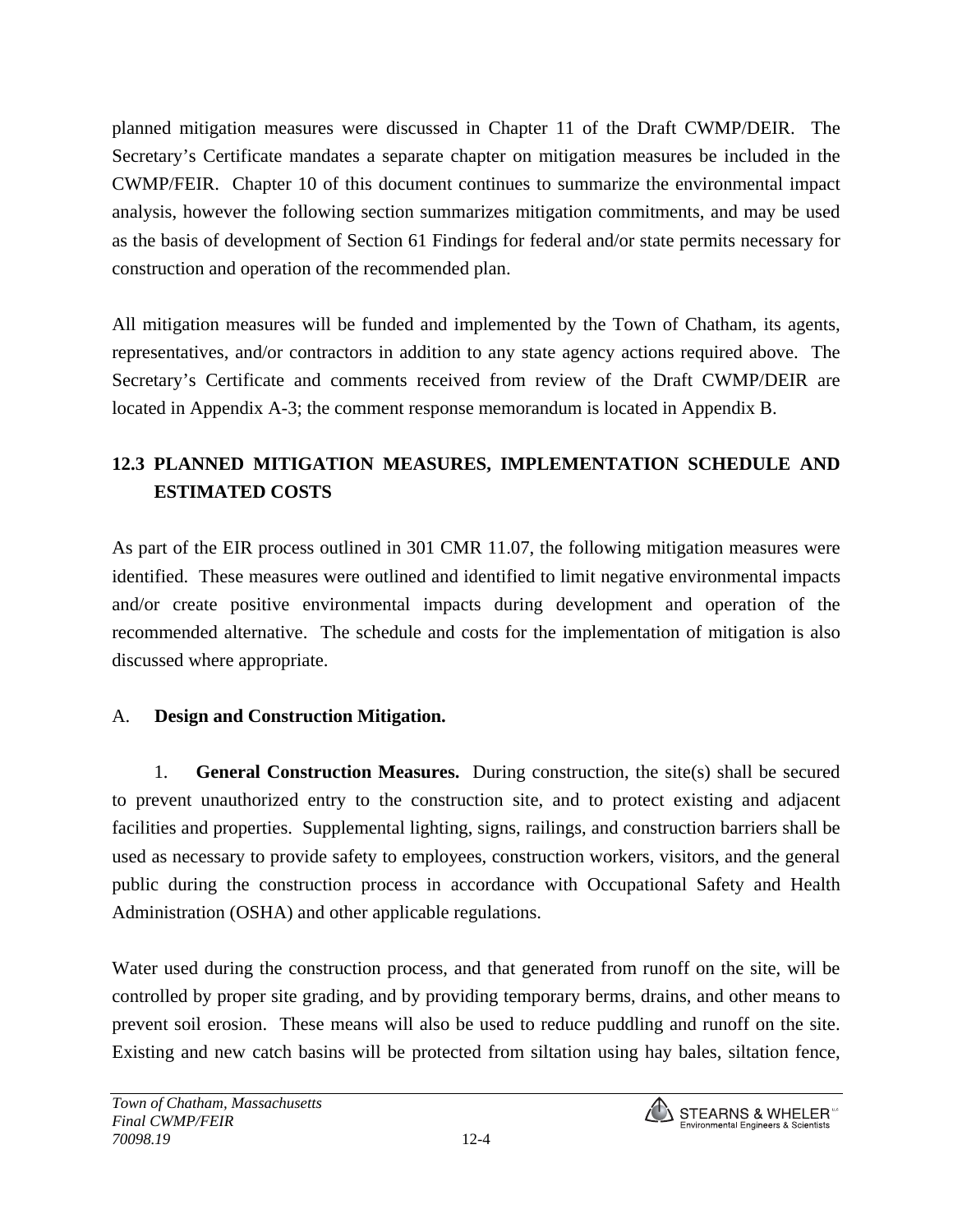planned mitigation measures were discussed in Chapter 11 of the Draft CWMP/DEIR. The Secretary's Certificate mandates a separate chapter on mitigation measures be included in the CWMP/FEIR. Chapter 10 of this document continues to summarize the environmental impact analysis, however the following section summarizes mitigation commitments, and may be used as the basis of development of Section 61 Findings for federal and/or state permits necessary for construction and operation of the recommended plan.

All mitigation measures will be funded and implemented by the Town of Chatham, its agents, representatives, and/or contractors in addition to any state agency actions required above. The Secretary's Certificate and comments received from review of the Draft CWMP/DEIR are located in Appendix A-3; the comment response memorandum is located in Appendix B.

## 12.3 PLANNED MITIGATION MEASURES, IMPLEMENTATION SCHEDULE AND ESTIMATED COSTS

As part of the EIR process outlined in 301 CMR 11.07, the following mitigation measures were identified. These measures were outlined and identified to limit negative environmental impacts and/or create positive environmental impacts during development and operation of the recommended alternative. The schedule and costs for the implementation of mitigation is also discussed where appropriate.

A. **Design and Construction Mitigation.**

1. **General Construction Measures.** During construction, the site(s) shall be secured to prevent unauthorized entry to the construction site, and to protect existing and adjacent facilities and properties. Supplemental lighting, signs, railings, and construction barriers shall be used as necessary to provide safety to employees, construction workers, visitors, and the general public during the construction process in accordance with Occupational Safety and Health Administration (OSHA) and other applicable regulations.

Water used during the construction process, and that generated from runoff on the site, will be controlled by proper site grading, and by providing temporary berms, drains, and other means to prevent soil erosion. These means will also be used to reduce puddling and runoff on the site. Existing and new catch basins will be protected from siltation using hay bales, siltation fence,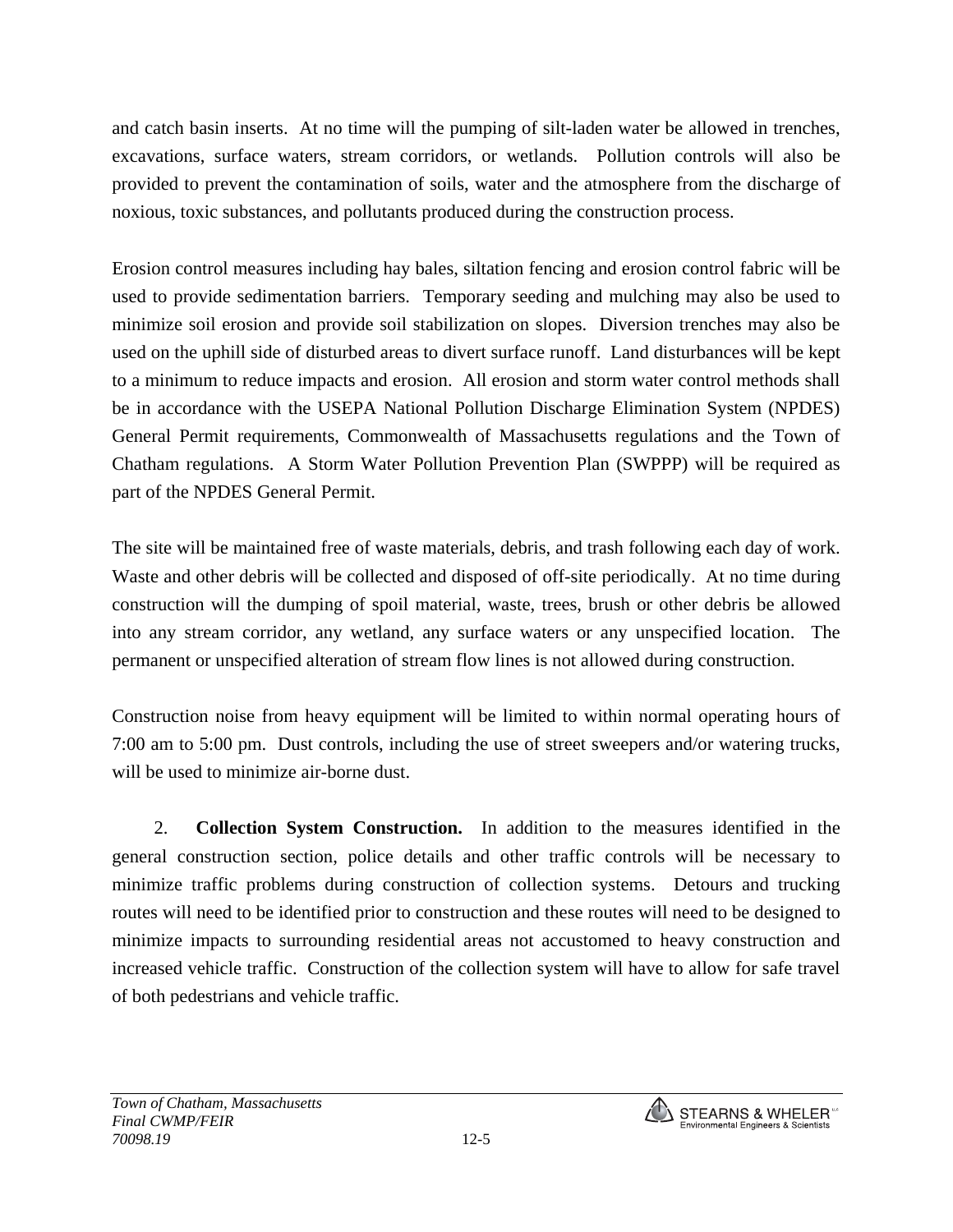and catch basin inserts. At no time will the pumping of silt-laden water be allowed in trenches, excavations, surface waters, stream corridors, or wetlands. Pollution controls will also be provided to prevent the contamination of soils, water and the atmosphere from the discharge of noxious, toxic substances, and pollutants produced during the construction process.

Erosion control measures including hay bales, siltation fencing and erosion control fabric will be used to provide sedimentation barriers. Temporary seeding and mulching may also be used to minimize soil erosion and provide soil stabilization on slopes. Diversion trenches may also be used on the uphill side of disturbed areas to divert surface runoff. Land disturbances will be kept to a minimum to reduce impacts and erosion. All erosion and storm water control methods shall be in accordance with the USEPA National Pollution Discharge Elimination System (NPDES) General Permit requirements, Commonwealth of Massachusetts regulations and the Town of Chatham regulations. A Storm Water Pollution Prevention Plan (SWPPP) will be required as part of the NPDES General Permit.

The site will be maintained free of waste materials, debris, and trash following each day of work. Waste and other debris will be collected and disposed of off-site periodically. At no time during construction will the dumping of spoil material, waste, trees, brush or other debris be allowed into any stream corridor, any wetland, any surface waters or any unspecified location. The permanent or unspecified alteration of stream flow lines is not allowed during construction.

Construction noise from heavy equipment will be limited to within normal operating hours of 7:00 am to 5:00 pm. Dust controls, including the use of street sweepers and/or watering trucks, will be used to minimize air-borne dust.

2. **Collection System Construction.** In addition to the measures identified in the general construction section, police details and other traffic controls will be necessary to minimize traffic problems during construction of collection systems. Detours and trucking routes will need to be identified prior to construction and these routes will need to be designed to minimize impacts to surrounding residential areas not accustomed to heavy construction and increased vehicle traffic. Construction of the collection system will have to allow for safe travel of both pedestrians and vehicle traffic.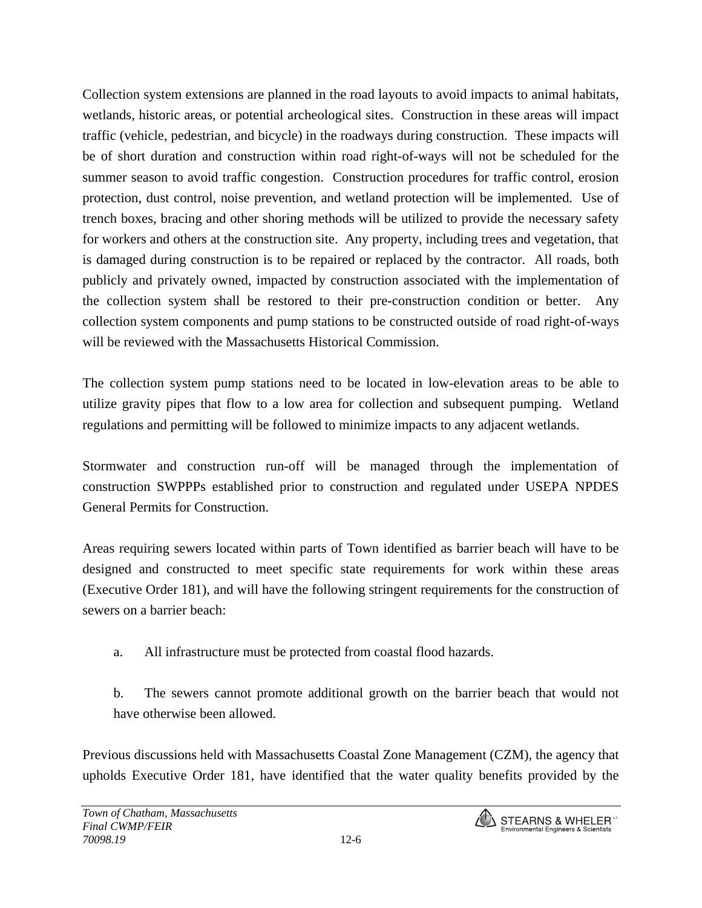Collection system extensions are planned in the road layouts to avoid impacts to animal habitats, wetlands, historic areas, or potential archeological sites. Construction in these areas will impact traffic (vehicle, pedestrian, and bicycle) in the roadways during construction. These impacts will be of short duration and construction within road right-of-ways will not be scheduled for the summer season to avoid traffic congestion. Construction procedures for traffic control, erosion protection, dust control, noise prevention, and wetland protection will be implemented. Use of trench boxes, bracing and other shoring methods will be utilized to provide the necessary safety for workers and others at the construction site. Any property, including trees and vegetation, that is damaged during construction is to be repaired or replaced by the contractor. All roads, both publicly and privately owned, impacted by construction associated with the implementation of the collection system shall be restored to their pre-construction condition or better. Any collection system components and pump stations to be constructed outside of road right-of-ways will be reviewed with the Massachusetts Historical Commission.

The collection system pump stations need to be located in low-elevation areas to be able to utilize gravity pipes that flow to a low area for collection and subsequent pumping. Wetland regulations and permitting will be followed to minimize impacts to any adjacent wetlands.

Stormwater and construction run-off will be managed through the implementation of construction SWPPPs established prior to construction and regulated under USEPA NPDES General Permits for Construction.

Areas requiring sewers located within parts of Town identified as barrier beach will have to be designed and constructed to meet specific state requirements for work within these areas (Executive Order 181), and will have the following stringent requirements for the construction of sewers on a barrier beach:

a. All infrastructure must be protected from coastal flood hazards.

b. The sewers cannot promote additional growth on the barrier beach that would not have otherwise been allowed.

Previous discussions held with Massachusetts Coastal Zone Management (CZM), the agency that upholds Executive Order 181, have identified that the water quality benefits provided by the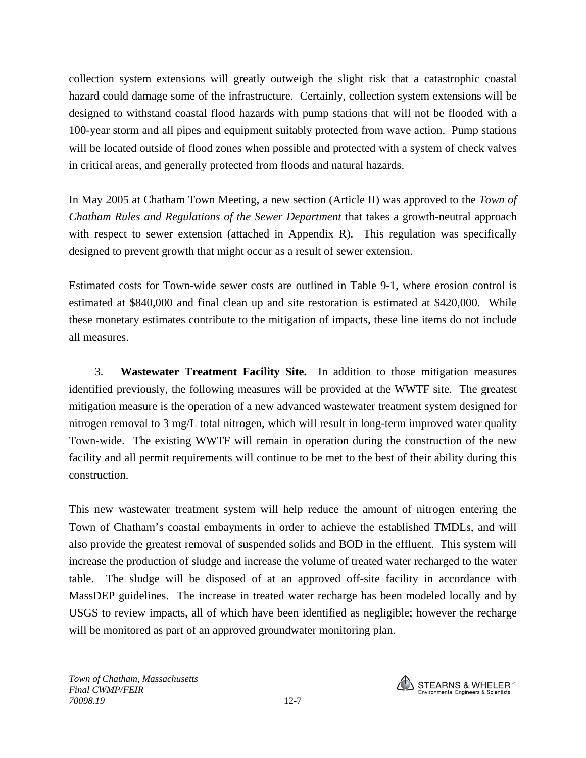collection system extensions will greatly outweigh the slight risk that a catastrophic coastal hazard could damage some of the infrastructure. Certainly, collection system extensions will be designed to withstand coastal flood hazards with pump stations that will not be flooded with a 100-year storm and all pipes and equipment suitably protected from wave action. Pump stations will be located outside of flood zones when possible and protected with a system of check valves in critical areas, and generally protected from floods and natural hazards.

In May 2005 at Chatham Town Meeting, a new section (Article II) was approved to the *Town of Chatham Rules and Regulations of the Sewer Department* that takes a growth-neutral approach with respect to sewer extension (attached in Appendix R). This regulation was specifically designed to prevent growth that might occur as a result of sewer extension.

Estimated costs for Town-wide sewer costs are outlined in Table 9-1, where erosion control is estimated at $840,000 and final clean up and site restoration is estimated at $420,000. While these monetary estimates contribute to the mitigation of impacts, these line items do not include all measures.

3. **Wastewater Treatment Facility Site.** In addition to those mitigation measures identified previously, the following measures will be provided at the WWTF site. The greatest mitigation measure is the operation of a new advanced wastewater treatment system designed for nitrogen removal to 3 mg/L total nitrogen, which will result in long-term improved water quality Town-wide. The existing WWTF will remain in operation during the construction of the new facility and all permit requirements will continue to be met to the best of their ability during this construction.

This new wastewater treatment system will help reduce the amount of nitrogen entering the Town of Chatham's coastal embayments in order to achieve the established TMDLs, and will also provide the greatest removal of suspended solids and BOD in the effluent. This system will increase the production of sludge and increase the volume of treated water recharged to the water table. The sludge will be disposed of at an approved off-site facility in accordance with MassDEP guidelines. The increase in treated water recharge has been modeled locally and by USGS to review impacts, all of which have been identified as negligible; however the recharge will be monitored as part of an approved groundwater monitoring plan.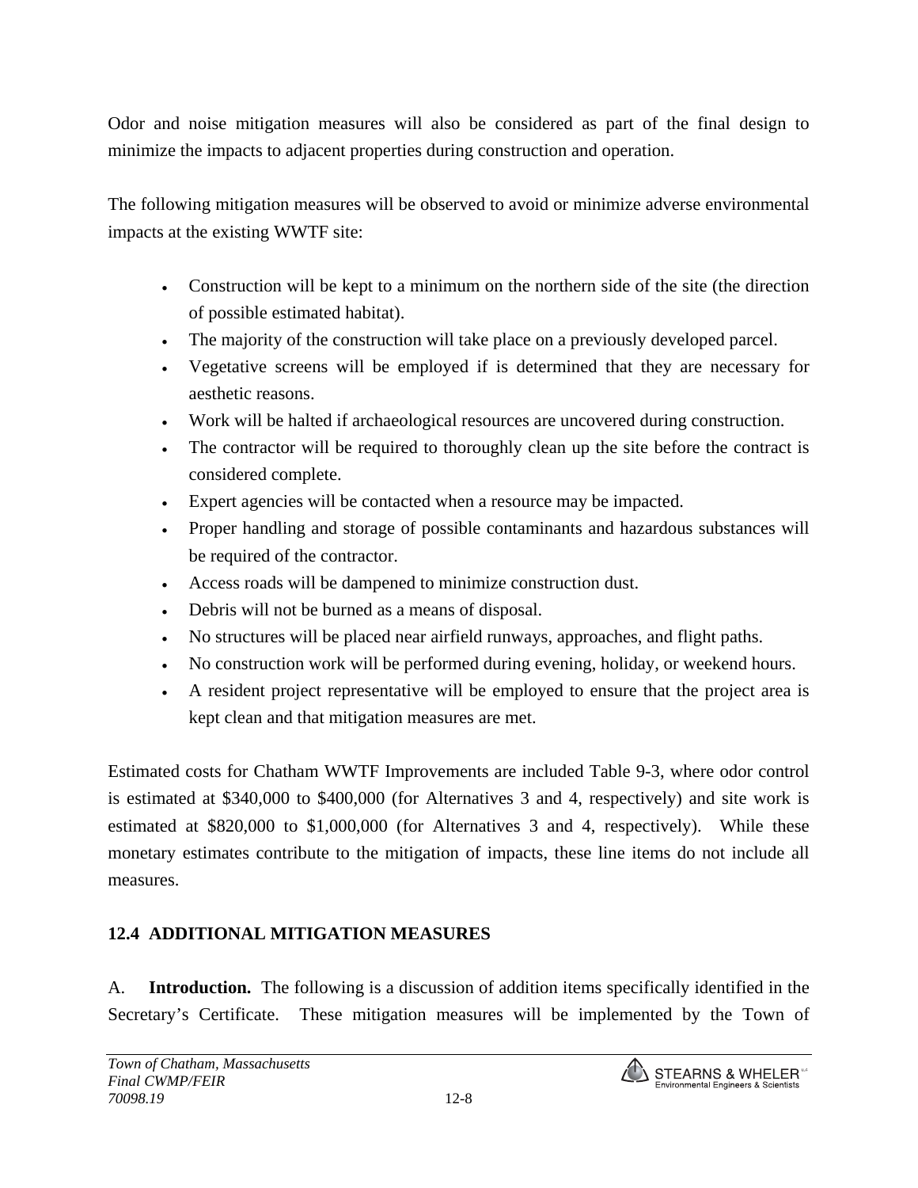Odor and noise mitigation measures will also be considered as part of the final design to minimize the impacts to adjacent properties during construction and operation.

The following mitigation measures will be observed to avoid or minimize adverse environmental impacts at the existing WWTF site:

- Construction will be kept to a minimum on the northern side of the site (the direction of possible estimated habitat).
- The majority of the construction will take place on a previously developed parcel.
- Vegetative screens will be employed if is determined that they are necessary for aesthetic reasons.
- Work will be halted if archaeological resources are uncovered during construction.
- The contractor will be required to thoroughly clean up the site before the contract is considered complete.
- Expert agencies will be contacted when a resource may be impacted.
- Proper handling and storage of possible contaminants and hazardous substances will be required of the contractor.
- Access roads will be dampened to minimize construction dust.
- Debris will not be burned as a means of disposal.
- No structures will be placed near airfield runways, approaches, and flight paths.
- No construction work will be performed during evening, holiday, or weekend hours.
- A resident project representative will be employed to ensure that the project area is kept clean and that mitigation measures are met.

Estimated costs for Chatham WWTF Improvements are included Table 9-3, where odor control is estimated at $340,000 to $400,000 (for Alternatives 3 and 4, respectively) and site work is estimated at $820,000 to $1,000,000 (for Alternatives 3 and 4, respectively). While these monetary estimates contribute to the mitigation of impacts, these line items do not include all measures.

## 12.4 ADDITIONAL MITIGATION MEASURES

A. **Introduction.** The following is a discussion of addition items specifically identified in the Secretary's Certificate. These mitigation measures will be implemented by the Town of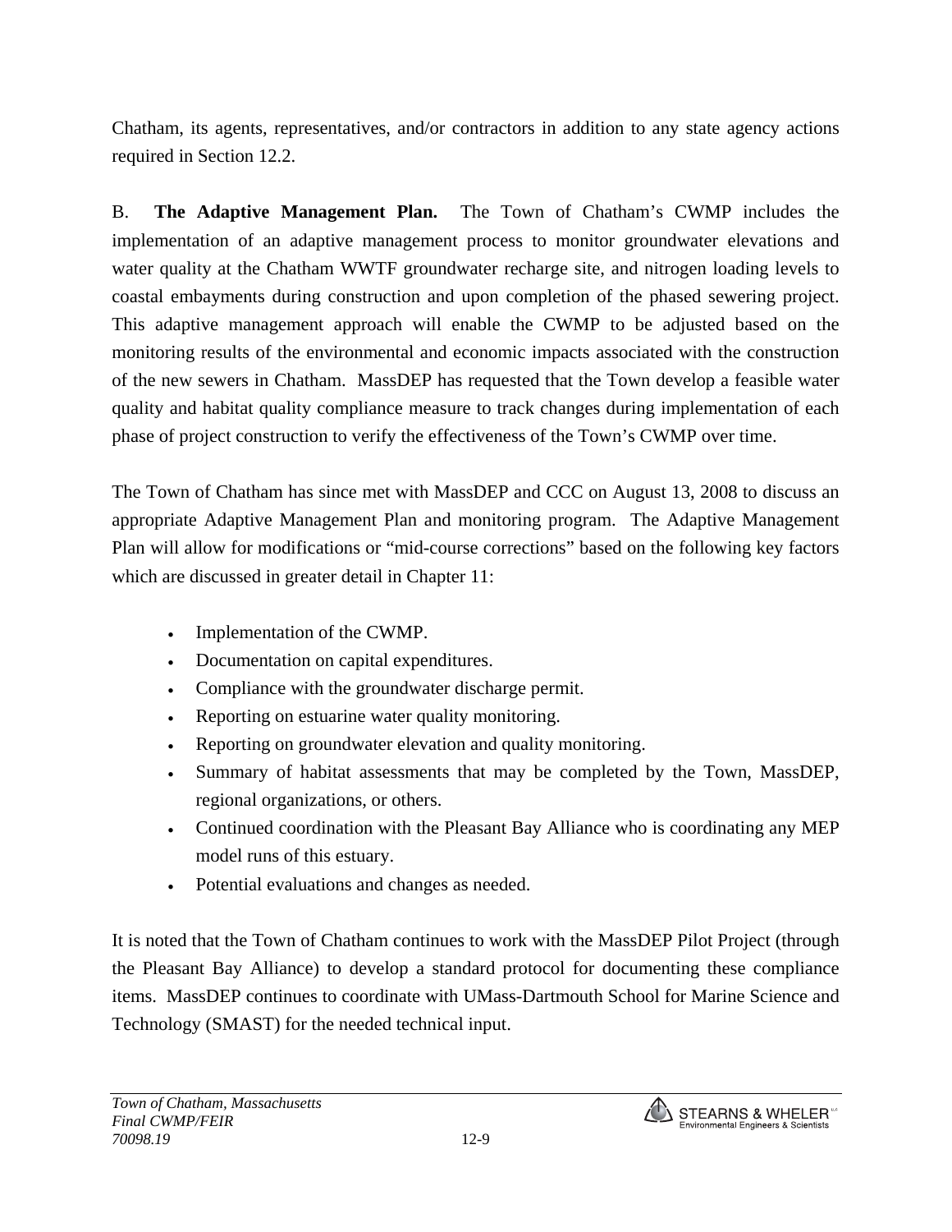Chatham, its agents, representatives, and/or contractors in addition to any state agency actions required in Section 12.2.

B. **The Adaptive Management Plan.** The Town of Chatham's CWMP includes the implementation of an adaptive management process to monitor groundwater elevations and water quality at the Chatham WWTF groundwater recharge site, and nitrogen loading levels to coastal embayments during construction and upon completion of the phased sewering project. This adaptive management approach will enable the CWMP to be adjusted based on the monitoring results of the environmental and economic impacts associated with the construction of the new sewers in Chatham. MassDEP has requested that the Town develop a feasible water quality and habitat quality compliance measure to track changes during implementation of each phase of project construction to verify the effectiveness of the Town's CWMP over time.

The Town of Chatham has since met with MassDEP and CCC on August 13, 2008 to discuss an appropriate Adaptive Management Plan and monitoring program. The Adaptive Management Plan will allow for modifications or "mid-course corrections" based on the following key factors which are discussed in greater detail in Chapter 11:

- Implementation of the CWMP.
- Documentation on capital expenditures.
- Compliance with the groundwater discharge permit.
- Reporting on estuarine water quality monitoring.
- Reporting on groundwater elevation and quality monitoring.
- Summary of habitat assessments that may be completed by the Town, MassDEP, regional organizations, or others.
- Continued coordination with the Pleasant Bay Alliance who is coordinating any MEP model runs of this estuary.
- Potential evaluations and changes as needed.

It is noted that the Town of Chatham continues to work with the MassDEP Pilot Project (through the Pleasant Bay Alliance) to develop a standard protocol for documenting these compliance items. MassDEP continues to coordinate with UMass-Dartmouth School for Marine Science and Technology (SMAST) for the needed technical input.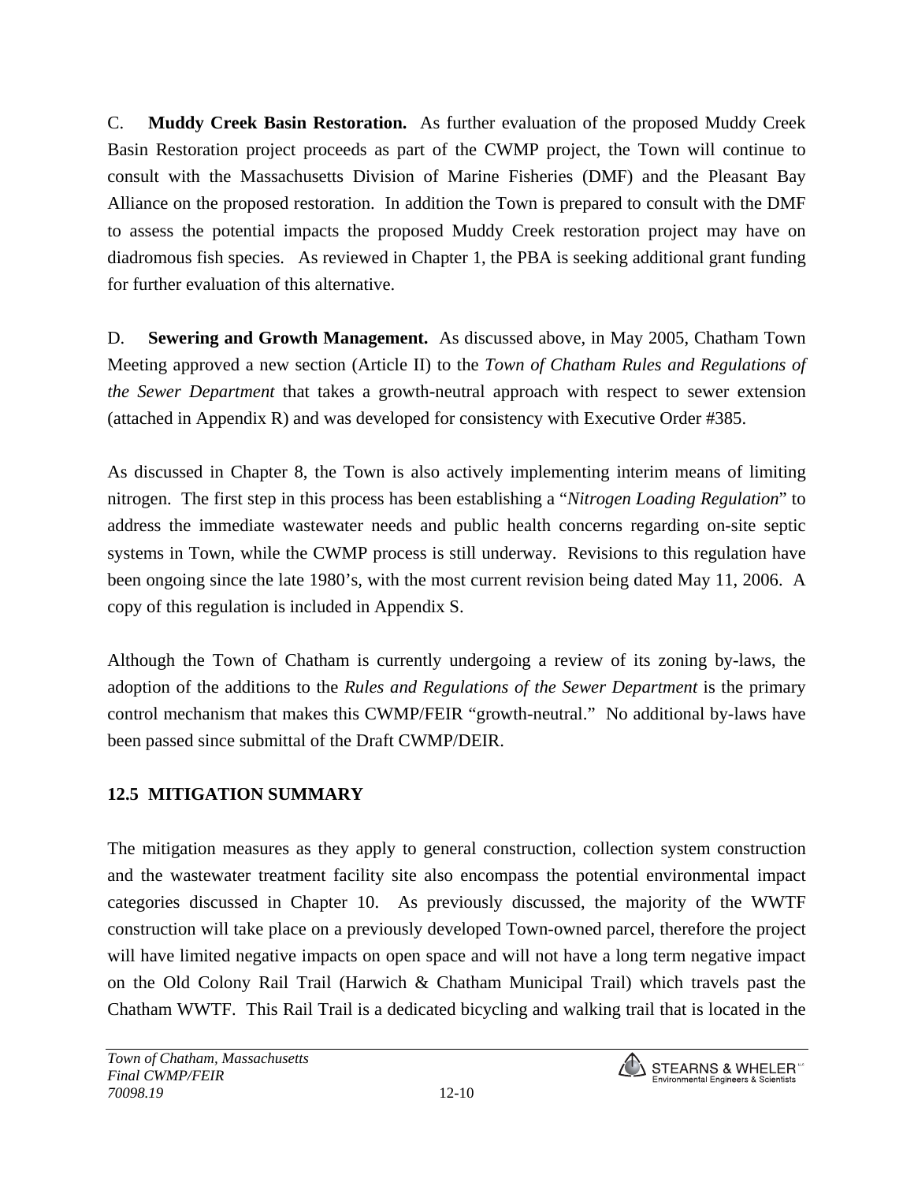C. **Muddy Creek Basin Restoration.** As further evaluation of the proposed Muddy Creek Basin Restoration project proceeds as part of the CWMP project, the Town will continue to consult with the Massachusetts Division of Marine Fisheries (DMF) and the Pleasant Bay Alliance on the proposed restoration. In addition the Town is prepared to consult with the DMF to assess the potential impacts the proposed Muddy Creek restoration project may have on diadromous fish species. As reviewed in Chapter 1, the PBA is seeking additional grant funding for further evaluation of this alternative.

D. **Sewering and Growth Management.** As discussed above, in May 2005, Chatham Town Meeting approved a new section (Article II) to the *Town of Chatham Rules and Regulations of the Sewer Department* that takes a growth-neutral approach with respect to sewer extension (attached in Appendix R) and was developed for consistency with Executive Order #385.

As discussed in Chapter 8, the Town is also actively implementing interim means of limiting nitrogen. The first step in this process has been establishing a "*Nitrogen Loading Regulation*" to address the immediate wastewater needs and public health concerns regarding on-site septic systems in Town, while the CWMP process is still underway. Revisions to this regulation have been ongoing since the late 1980's, with the most current revision being dated May 11, 2006. A copy of this regulation is included in Appendix S.

Although the Town of Chatham is currently undergoing a review of its zoning by-laws, the adoption of the additions to the *Rules and Regulations of the Sewer Department* is the primary control mechanism that makes this CWMP/FEIR "growth-neutral." No additional by-laws have been passed since submittal of the Draft CWMP/DEIR.

## 12.5 MITIGATION SUMMARY

The mitigation measures as they apply to general construction, collection system construction and the wastewater treatment facility site also encompass the potential environmental impact categories discussed in Chapter 10. As previously discussed, the majority of the WWTF construction will take place on a previously developed Town-owned parcel, therefore the project will have limited negative impacts on open space and will not have a long term negative impact on the Old Colony Rail Trail (Harwich & Chatham Municipal Trail) which travels past the Chatham WWTF. This Rail Trail is a dedicated bicycling and walking trail that is located in the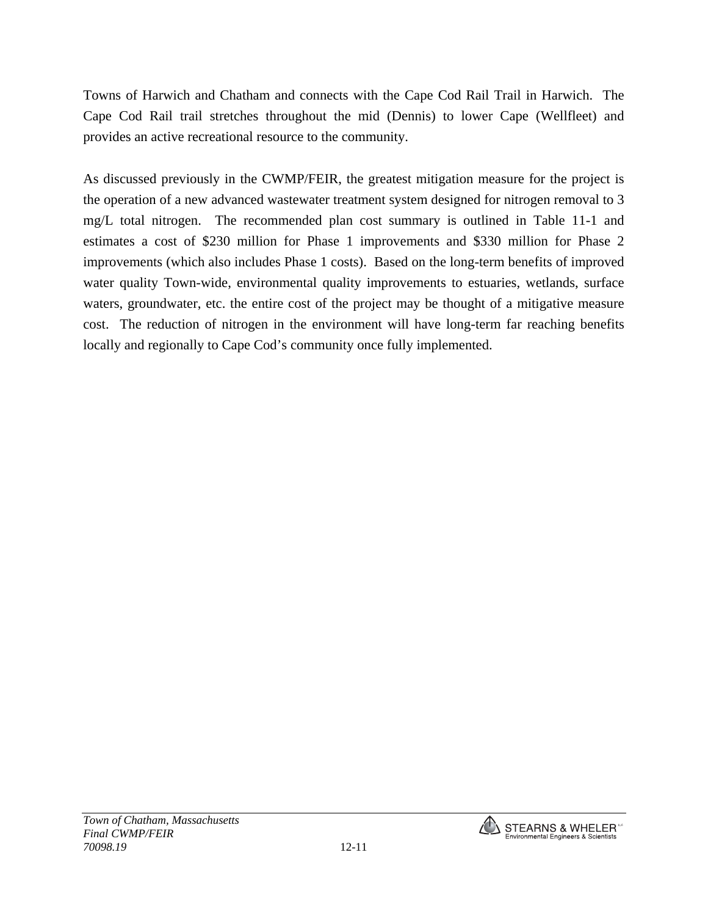Towns of Harwich and Chatham and connects with the Cape Cod Rail Trail in Harwich. The Cape Cod Rail trail stretches throughout the mid (Dennis) to lower Cape (Wellfleet) and provides an active recreational resource to the community.

As discussed previously in the CWMP/FEIR, the greatest mitigation measure for the project is the operation of a new advanced wastewater treatment system designed for nitrogen removal to 3 mg/L total nitrogen. The recommended plan cost summary is outlined in Table 11-1 and estimates a cost of $230 million for Phase 1 improvements and $330 million for Phase 2 improvements (which also includes Phase 1 costs). Based on the long-term benefits of improved water quality Town-wide, environmental quality improvements to estuaries, wetlands, surface waters, groundwater, etc. the entire cost of the project may be thought of a mitigative measure cost. The reduction of nitrogen in the environment will have long-term far reaching benefits locally and regionally to Cape Cod's community once fully implemented.